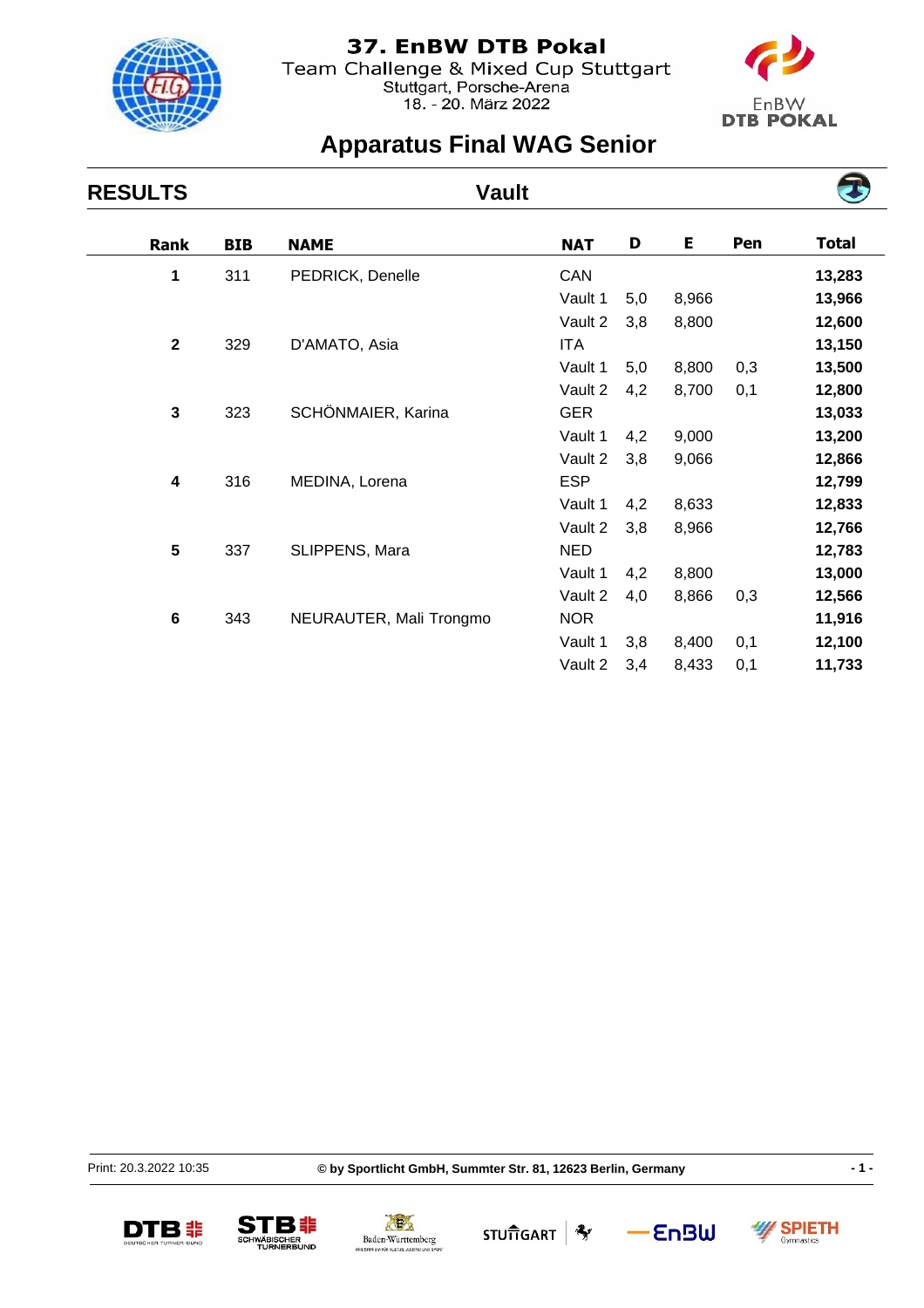# 37. EnBW DTB Pokal

Team Challenge & Mixed Cup Stuttgart

Stuttgart, Porsche-Arena

18. - 20. März 2022

## Apparatus Final WAG Senior

**RESULTS** — **Vault**

| Rank | BIB | NAME | NAT | D | E | Pen | Total |
|---|---|---|---|---|---|---|---|
| **1** | 311 | PEDRICK, Denelle | CAN | | | | **13,283** |
| | | | Vault 1 | 5,0 | 8,966 | | **13,966** |
| | | | Vault 2 | 3,8 | 8,800 | | **12,600** |
| **2** | 329 | D'AMATO, Asia | ITA | | | | **13,150** |
| | | | Vault 1 | 5,0 | 8,800 | 0,3 | **13,500** |
| | | | Vault 2 | 4,2 | 8,700 | 0,1 | **12,800** |
| **3** | 323 | SCHÖNMAIER, Karina | GER | | | | **13,033** |
| | | | Vault 1 | 4,2 | 9,000 | | **13,200** |
| | | | Vault 2 | 3,8 | 9,066 | | **12,866** |
| **4** | 316 | MEDINA, Lorena | ESP | | | | **12,799** |
| | | | Vault 1 | 4,2 | 8,633 | | **12,833** |
| | | | Vault 2 | 3,8 | 8,966 | | **12,766** |
| **5** | 337 | SLIPPENS, Mara | NED | | | | **12,783** |
| | | | Vault 1 | 4,2 | 8,800 | | **13,000** |
| | | | Vault 2 | 4,0 | 8,866 | 0,3 | **12,566** |
| **6** | 343 | NEURAUTER, Mali Trongmo | NOR | | | | **11,916** |
| | | | Vault 1 | 3,8 | 8,400 | 0,1 | **12,100** |
| | | | Vault 2 | 3,4 | 8,433 | 0,1 | **11,733** |

Print: 20.3.2022 10:35

**© by Sportlicht GmbH, Summter Str. 81, 12623 Berlin, Germany**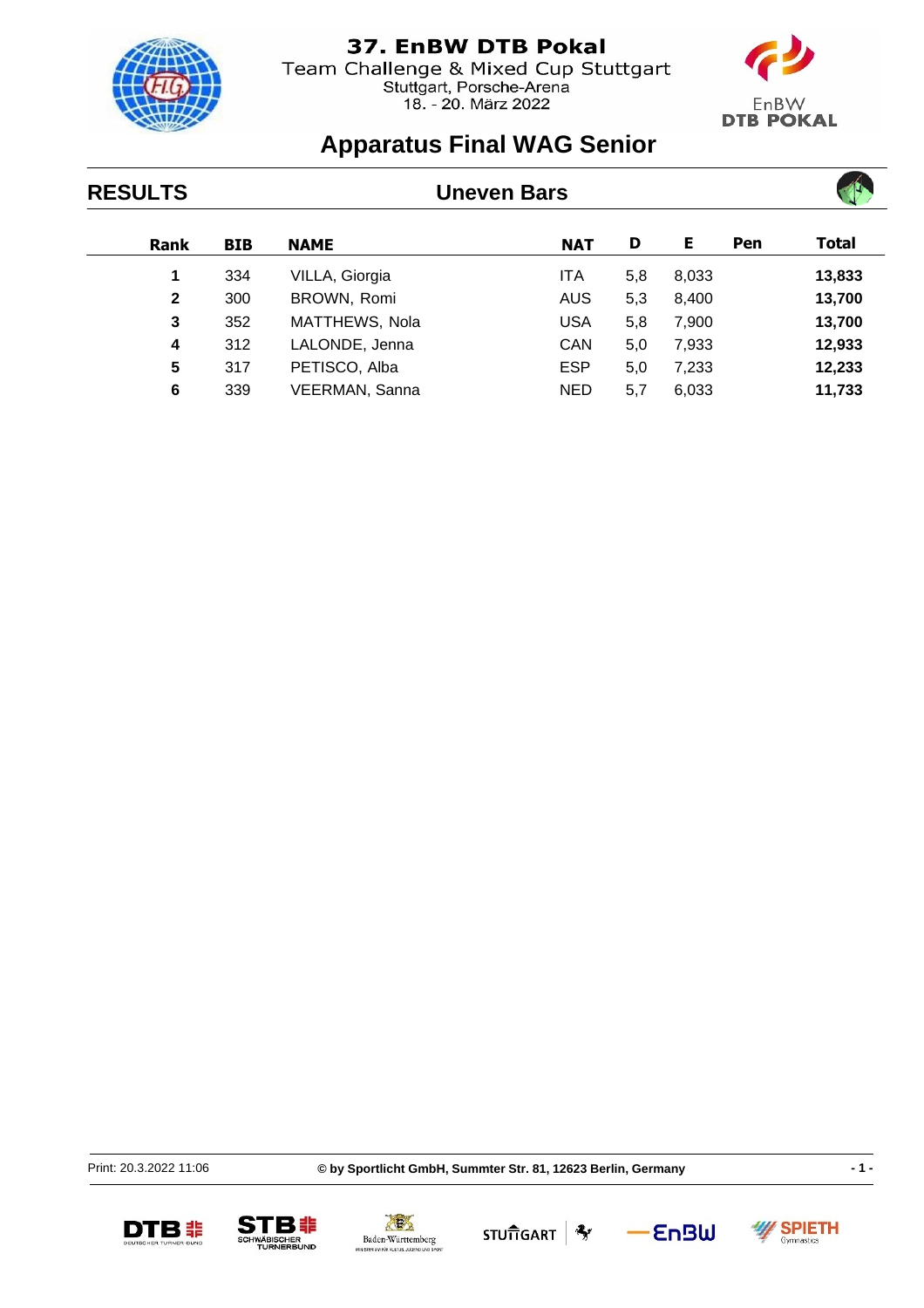# 37. EnBW DTB Pokal

Team Challenge & Mixed Cup Stuttgart
Stuttgart, Porsche-Arena
18. - 20. März 2022

## Apparatus Final WAG Senior

**RESULTS** — **Uneven Bars**

| Rank | BIB | NAME | NAT | D | E | Pen | Total |
|---|---|---|---|---|---|---|---|
| **1** | 334 | VILLA, Giorgia | ITA | 5,8 | 8,033 | | **13,833** |
| **2** | 300 | BROWN, Romi | AUS | 5,3 | 8,400 | | **13,700** |
| **3** | 352 | MATTHEWS, Nola | USA | 5,8 | 7,900 | | **13,700** |
| **4** | 312 | LALONDE, Jenna | CAN | 5,0 | 7,933 | | **12,933** |
| **5** | 317 | PETISCO, Alba | ESP | 5,0 | 7,233 | | **12,233** |
| **6** | 339 | VEERMAN, Sanna | NED | 5,7 | 6,033 | | **11,733** |

Print: 20.3.2022 11:06 **© by Sportlicht GmbH, Summter Str. 81, 12623 Berlin, Germany**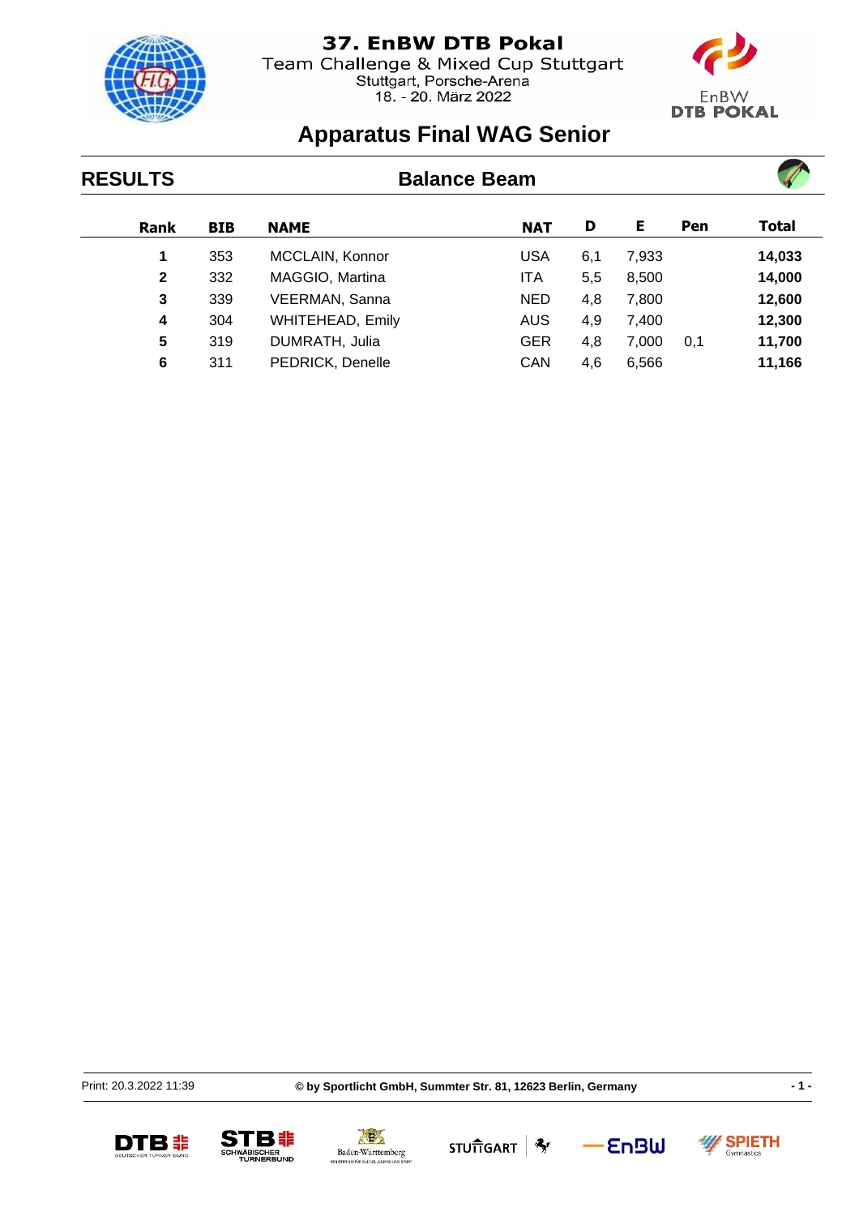# 37. EnBW DTB Pokal

Team Challenge & Mixed Cup Stuttgart
Stuttgart, Porsche-Arena
18. - 20. März 2022

## Apparatus Final WAG Senior

### RESULTS — Balance Beam

| Rank | BIB | NAME | NAT | D | E | Pen | Total |
|---|---|---|---|---|---|---|---|
| **1** | 353 | MCCLAIN, Konnor | USA | 6,1 | 7,933 | | **14,033** |
| **2** | 332 | MAGGIO, Martina | ITA | 5,5 | 8,500 | | **14,000** |
| **3** | 339 | VEERMAN, Sanna | NED | 4,8 | 7,800 | | **12,600** |
| **4** | 304 | WHITEHEAD, Emily | AUS | 4,9 | 7,400 | | **12,300** |
| **5** | 319 | DUMRATH, Julia | GER | 4,8 | 7,000 | 0,1 | **11,700** |
| **6** | 311 | PEDRICK, Denelle | CAN | 4,6 | 6,566 | | **11,166** |

Print: 20.3.2022 11:39

**© by Sportlicht GmbH, Summter Str. 81, 12623 Berlin, Germany**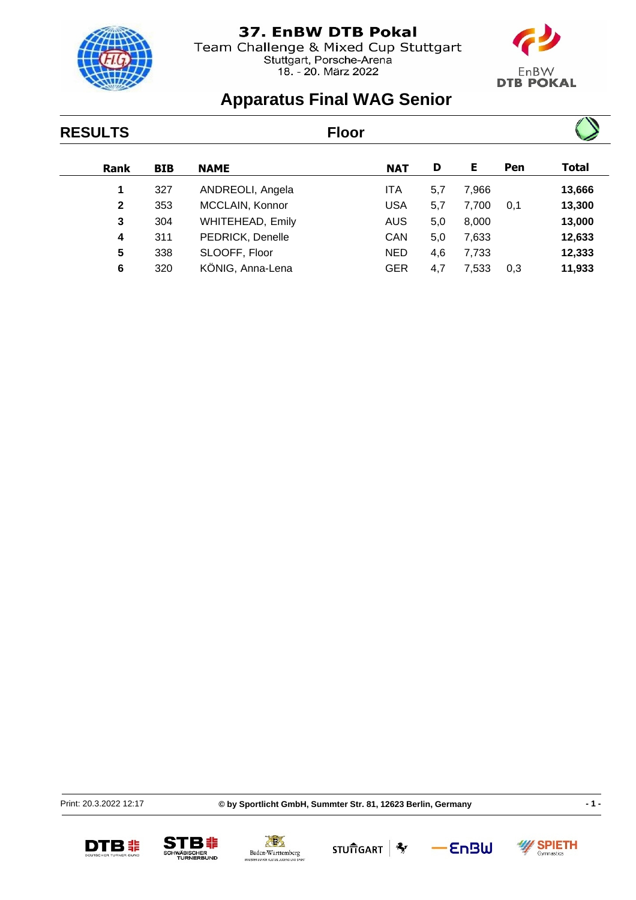# 37. EnBW DTB Pokal

Team Challenge & Mixed Cup Stuttgart
Stuttgart, Porsche-Arena
18. - 20. März 2022

## Apparatus Final WAG Senior

**RESULTS** **Floor**

| Rank | BIB | NAME | NAT | D | E | Pen | Total |
|---|---|---|---|---|---|---|---|
| **1** | 327 | ANDREOLI, Angela | ITA | 5,7 | 7,966 | | **13,666** |
| **2** | 353 | MCCLAIN, Konnor | USA | 5,7 | 7,700 | 0,1 | **13,300** |
| **3** | 304 | WHITEHEAD, Emily | AUS | 5,0 | 8,000 | | **13,000** |
| **4** | 311 | PEDRICK, Denelle | CAN | 5,0 | 7,633 | | **12,633** |
| **5** | 338 | SLOOFF, Floor | NED | 4,6 | 7,733 | | **12,333** |
| **6** | 320 | KÖNIG, Anna-Lena | GER | 4,7 | 7,533 | 0,3 | **11,933** |

Print: 20.3.2022 12:17 **© by Sportlicht GmbH, Summter Str. 81, 12623 Berlin, Germany**